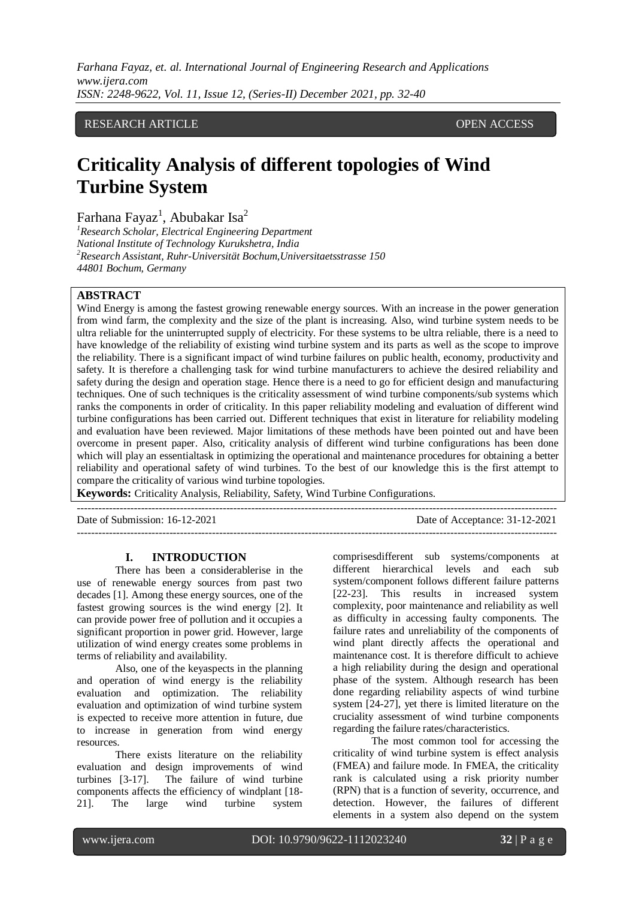RESEARCH ARTICLE OPEN ACCESS

# Criticality Analysis of different topologies of Wind Turbine System

Farhana Fayaz[1], Abubakar Isa[2]

[1]*Research Scholar, Electrical Engineering Department*
*National Institute of Technology Kurukshetra, India*
[2]*Research Assistant, Ruhr-Universität Bochum,Universitaetsstrasse 150*
*44801 Bochum, Germany*

**ABSTRACT**

Wind Energy is among the fastest growing renewable energy sources. With an increase in the power generation from wind farm, the complexity and the size of the plant is increasing. Also, wind turbine system needs to be ultra reliable for the uninterrupted supply of electricity. For these systems to be ultra reliable, there is a need to have knowledge of the reliability of existing wind turbine system and its parts as well as the scope to improve the reliability. There is a significant impact of wind turbine failures on public health, economy, productivity and safety. It is therefore a challenging task for wind turbine manufacturers to achieve the desired reliability and safety during the design and operation stage. Hence there is a need to go for efficient design and manufacturing techniques. One of such techniques is the criticality assessment of wind turbine components/sub systems which ranks the components in order of criticality. In this paper reliability modeling and evaluation of different wind turbine configurations has been carried out. Different techniques that exist in literature for reliability modeling and evaluation have been reviewed. Major limitations of these methods have been pointed out and have been overcome in present paper. Also, criticality analysis of different wind turbine configurations has been done which will play an essentialtask in optimizing the operational and maintenance procedures for obtaining a better reliability and operational safety of wind turbines. To the best of our knowledge this is the first attempt to compare the criticality of various wind turbine topologies.

**Keywords:** Criticality Analysis, Reliability, Safety, Wind Turbine Configurations.

---

Date of Submission: 16-12-2021 Date of Acceptance: 31-12-2021

---

## I. INTRODUCTION

There has been a considerablerise in the use of renewable energy sources from past two decades [1]. Among these energy sources, one of the fastest growing sources is the wind energy [2]. It can provide power free of pollution and it occupies a significant proportion in power grid. However, large utilization of wind energy creates some problems in terms of reliability and availability.

Also, one of the keyaspects in the planning and operation of wind energy is the reliability evaluation and optimization. The reliability evaluation and optimization of wind turbine system is expected to receive more attention in future, due to increase in generation from wind energy resources.

There exists literature on the reliability evaluation and design improvements of wind turbines [3-17]. The failure of wind turbine components affects the efficiency of windplant [18-21]. The large wind turbine system comprisesdifferent sub systems/components at different hierarchical levels and each sub system/component follows different failure patterns [22-23]. This results in increased system complexity, poor maintenance and reliability as well as difficulty in accessing faulty components. The failure rates and unreliability of the components of wind plant directly affects the operational and maintenance cost. It is therefore difficult to achieve a high reliability during the design and operational phase of the system. Although research has been done regarding reliability aspects of wind turbine system [24-27], yet there is limited literature on the cruciality assessment of wind turbine components regarding the failure rates/characteristics.

The most common tool for accessing the criticality of wind turbine system is effect analysis (FMEA) and failure mode. In FMEA, the criticality rank is calculated using a risk priority number (RPN) that is a function of severity, occurrence, and detection. However, the failures of different elements in a system also depend on the system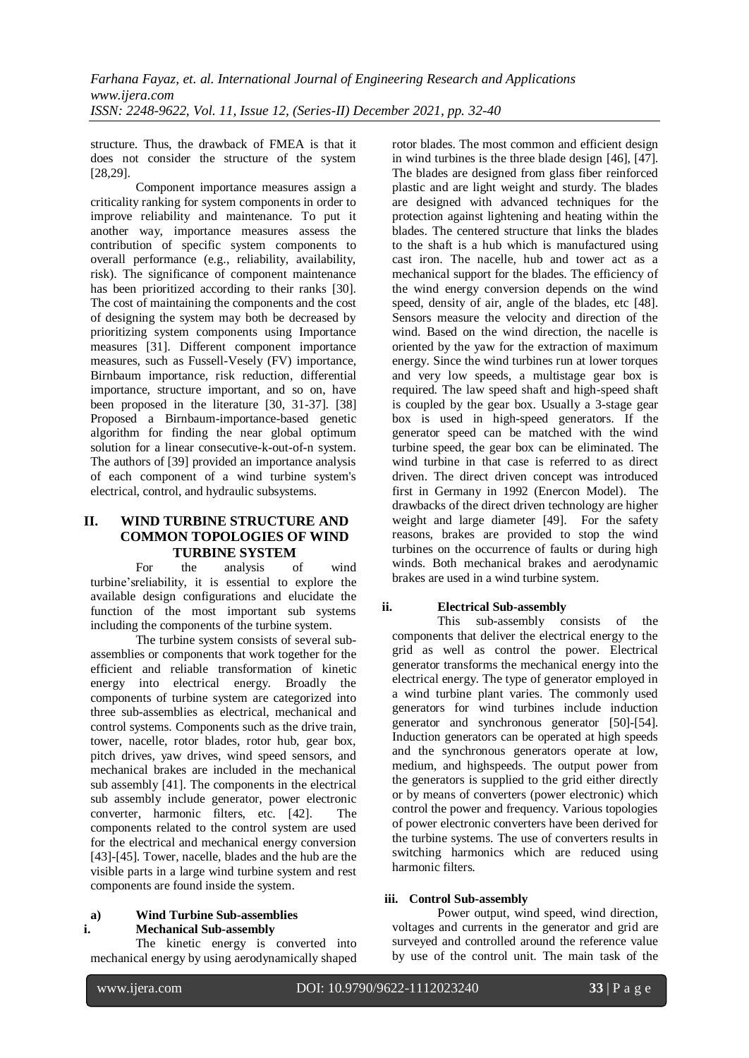structure. Thus, the drawback of FMEA is that it does not consider the structure of the system [28,29].

Component importance measures assign a criticality ranking for system components in order to improve reliability and maintenance. To put it another way, importance measures assess the contribution of specific system components to overall performance (e.g., reliability, availability, risk). The significance of component maintenance has been prioritized according to their ranks [30]. The cost of maintaining the components and the cost of designing the system may both be decreased by prioritizing system components using Importance measures [31]. Different component importance measures, such as Fussell-Vesely (FV) importance, Birnbaum importance, risk reduction, differential importance, structure important, and so on, have been proposed in the literature [30, 31-37]. [38] Proposed a Birnbaum-importance-based genetic algorithm for finding the near global optimum solution for a linear consecutive-k-out-of-n system. The authors of [39] provided an importance analysis of each component of a wind turbine system's electrical, control, and hydraulic subsystems.

## II. WIND TURBINE STRUCTURE AND COMMON TOPOLOGIES OF WIND TURBINE SYSTEM

For the analysis of wind turbine'sreliability, it is essential to explore the available design configurations and elucidate the function of the most important sub systems including the components of the turbine system.

The turbine system consists of several sub-assemblies or components that work together for the efficient and reliable transformation of kinetic energy into electrical energy. Broadly the components of turbine system are categorized into three sub-assemblies as electrical, mechanical and control systems. Components such as the drive train, tower, nacelle, rotor blades, rotor hub, gear box, pitch drives, yaw drives, wind speed sensors, and mechanical brakes are included in the mechanical sub assembly [41]. The components in the electrical sub assembly include generator, power electronic converter, harmonic filters, etc. [42]. The components related to the control system are used for the electrical and mechanical energy conversion [43]-[45]. Tower, nacelle, blades and the hub are the visible parts in a large wind turbine system and rest components are found inside the system.

### a) Wind Turbine Sub-assemblies

#### i. Mechanical Sub-assembly

The kinetic energy is converted into mechanical energy by using aerodynamically shaped rotor blades. The most common and efficient design in wind turbines is the three blade design [46], [47]. The blades are designed from glass fiber reinforced plastic and are light weight and sturdy. The blades are designed with advanced techniques for the protection against lightening and heating within the blades. The centered structure that links the blades to the shaft is a hub which is manufactured using cast iron. The nacelle, hub and tower act as a mechanical support for the blades. The efficiency of the wind energy conversion depends on the wind speed, density of air, angle of the blades, etc [48]. Sensors measure the velocity and direction of the wind. Based on the wind direction, the nacelle is oriented by the yaw for the extraction of maximum energy. Since the wind turbines run at lower torques and very low speeds, a multistage gear box is required. The law speed shaft and high-speed shaft is coupled by the gear box. Usually a 3-stage gear box is used in high-speed generators. If the generator speed can be matched with the wind turbine speed, the gear box can be eliminated. The wind turbine in that case is referred to as direct driven. The direct driven concept was introduced first in Germany in 1992 (Enercon Model). The drawbacks of the direct driven technology are higher weight and large diameter [49]. For the safety reasons, brakes are provided to stop the wind turbines on the occurrence of faults or during high winds. Both mechanical brakes and aerodynamic brakes are used in a wind turbine system.

#### ii. Electrical Sub-assembly

This sub-assembly consists of the components that deliver the electrical energy to the grid as well as control the power. Electrical generator transforms the mechanical energy into the electrical energy. The type of generator employed in a wind turbine plant varies. The commonly used generators for wind turbines include induction generator and synchronous generator [50]-[54]. Induction generators can be operated at high speeds and the synchronous generators operate at low, medium, and highspeeds. The output power from the generators is supplied to the grid either directly or by means of converters (power electronic) which control the power and frequency. Various topologies of power electronic converters have been derived for the turbine systems. The use of converters results in switching harmonics which are reduced using harmonic filters.

#### iii. Control Sub-assembly

Power output, wind speed, wind direction, voltages and currents in the generator and grid are surveyed and controlled around the reference value by use of the control unit. The main task of the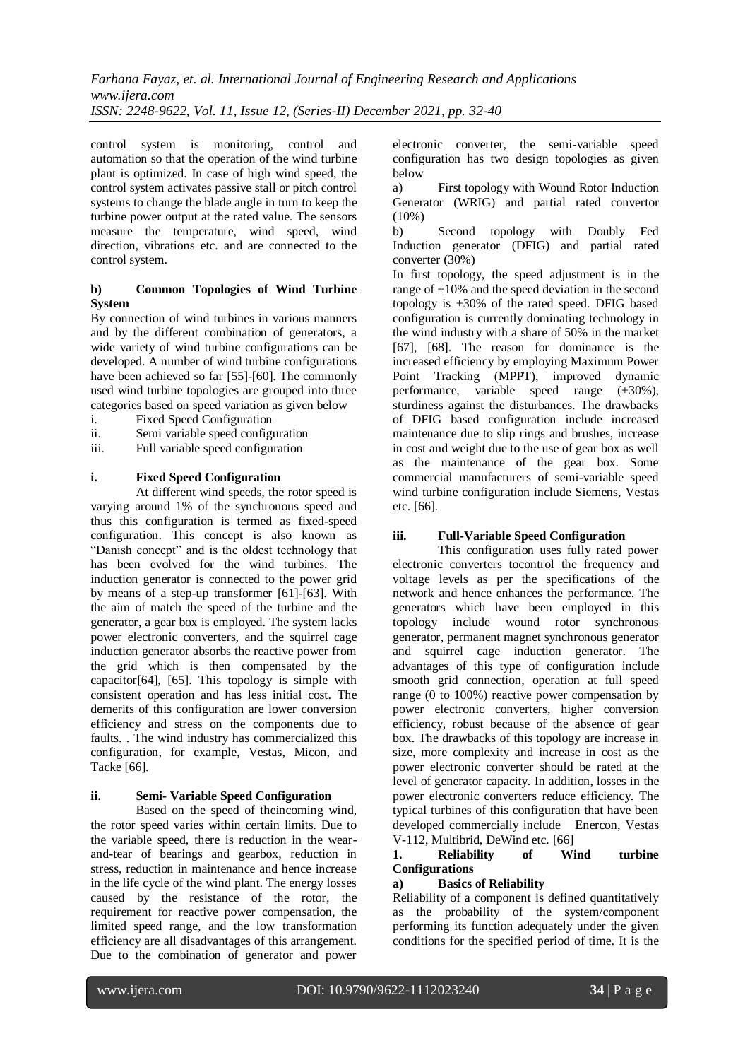control system is monitoring, control and automation so that the operation of the wind turbine plant is optimized. In case of high wind speed, the control system activates passive stall or pitch control systems to change the blade angle in turn to keep the turbine power output at the rated value. The sensors measure the temperature, wind speed, wind direction, vibrations etc. and are connected to the control system.

#### b) Common Topologies of Wind Turbine System

By connection of wind turbines in various manners and by the different combination of generators, a wide variety of wind turbine configurations can be developed. A number of wind turbine configurations have been achieved so far [55]-[60]. The commonly used wind turbine topologies are grouped into three categories based on speed variation as given below

i. Fixed Speed Configuration
ii. Semi variable speed configuration
iii. Full variable speed configuration

#### i. Fixed Speed Configuration

At different wind speeds, the rotor speed is varying around 1% of the synchronous speed and thus this configuration is termed as fixed-speed configuration. This concept is also known as "Danish concept" and is the oldest technology that has been evolved for the wind turbines. The induction generator is connected to the power grid by means of a step-up transformer [61]-[63]. With the aim of match the speed of the turbine and the generator, a gear box is employed. The system lacks power electronic converters, and the squirrel cage induction generator absorbs the reactive power from the grid which is then compensated by the capacitor[64], [65]. This topology is simple with consistent operation and has less initial cost. The demerits of this configuration are lower conversion efficiency and stress on the components due to faults. . The wind industry has commercialized this configuration, for example, Vestas, Micon, and Tacke [66].

#### ii. Semi- Variable Speed Configuration

Based on the speed of theincoming wind, the rotor speed varies within certain limits. Due to the variable speed, there is reduction in the wear-and-tear of bearings and gearbox, reduction in stress, reduction in maintenance and hence increase in the life cycle of the wind plant. The energy losses caused by the resistance of the rotor, the requirement for reactive power compensation, the limited speed range, and the low transformation efficiency are all disadvantages of this arrangement. Due to the combination of generator and power electronic converter, the semi-variable speed configuration has two design topologies as given below

a) First topology with Wound Rotor Induction Generator (WRIG) and partial rated convertor (10%)

b) Second topology with Doubly Fed Induction generator (DFIG) and partial rated converter (30%)

In first topology, the speed adjustment is in the range of ±10% and the speed deviation in the second topology is ±30% of the rated speed. DFIG based configuration is currently dominating technology in the wind industry with a share of 50% in the market [67], [68]. The reason for dominance is the increased efficiency by employing Maximum Power Point Tracking (MPPT), improved dynamic performance, variable speed range (±30%), sturdiness against the disturbances. The drawbacks of DFIG based configuration include increased maintenance due to slip rings and brushes, increase in cost and weight due to the use of gear box as well as the maintenance of the gear box. Some commercial manufacturers of semi-variable speed wind turbine configuration include Siemens, Vestas etc. [66].

#### iii. Full-Variable Speed Configuration

This configuration uses fully rated power electronic converters tocontrol the frequency and voltage levels as per the specifications of the network and hence enhances the performance. The generators which have been employed in this topology include wound rotor synchronous generator, permanent magnet synchronous generator and squirrel cage induction generator. The advantages of this type of configuration include smooth grid connection, operation at full speed range (0 to 100%) reactive power compensation by power electronic converters, higher conversion efficiency, robust because of the absence of gear box. The drawbacks of this topology are increase in size, more complexity and increase in cost as the power electronic converter should be rated at the level of generator capacity. In addition, losses in the power electronic converters reduce efficiency. The typical turbines of this configuration that have been developed commercially include Enercon, Vestas V-112, Multibrid, DeWind etc. [66]

## 1. Reliability of Wind turbine Configurations

#### a) Basics of Reliability

Reliability of a component is defined quantitatively as the probability of the system/component performing its function adequately under the given conditions for the specified period of time. It is the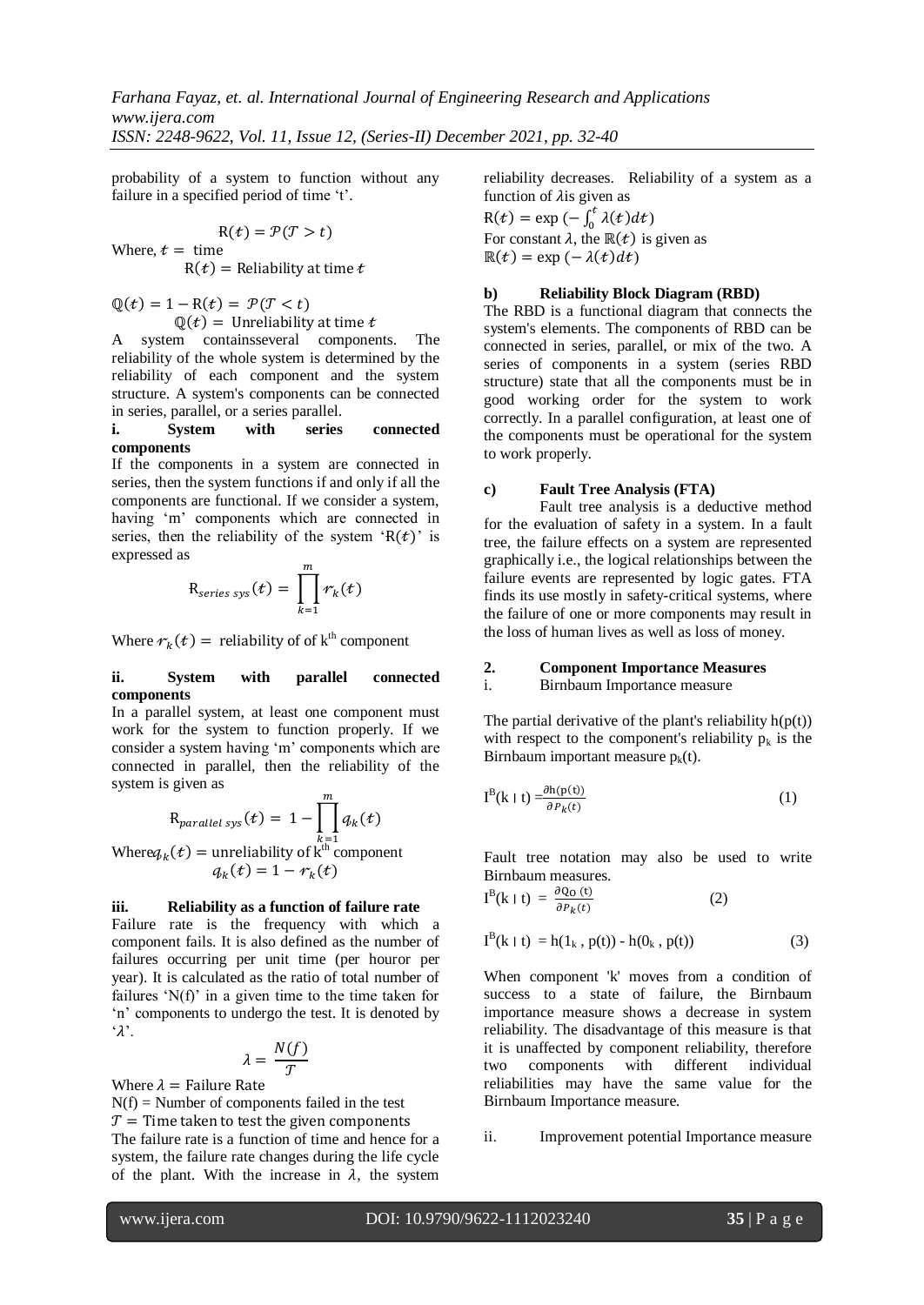probability of a system to function without any failure in a specified period of time 't'.

$$\mathrm{R}(t) = \mathcal{P}(\mathcal{T} > t)$$

Where, $t =$ time

$\mathrm{R}(t) =$ Reliability at time $t$

$$\mathbb{Q}(t) = 1 - \mathrm{R}(t) = \mathcal{P}(\mathcal{T} < t)$$

$\mathbb{Q}(t) =$ Unreliability at time $t$

A system containsseveral components. The reliability of the whole system is determined by the reliability of each component and the system structure. A system's components can be connected in series, parallel, or a series parallel.

**i. System with series connected components**

If the components in a system are connected in series, then the system functions if and only if all the components are functional. If we consider a system, having 'm' components which are connected in series, then the reliability of the system '$\mathrm{R}(t)$' is expressed as

$$\mathrm{R}_{series\ sys}(t) = \prod_{k=1}^{m} r_k(t)$$

Where $r_k(t) =$ reliability of of k[th] component

**ii. System with parallel connected components**

In a parallel system, at least one component must work for the system to function properly. If we consider a system having 'm' components which are connected in parallel, then the reliability of the system is given as

$$\mathrm{R}_{parallel\ sys}(t) = 1 - \prod_{k=1}^{m} q_k(t)$$

Where$q_k(t) =$ unreliability of k[th] component

$$q_k(t) = 1 - r_k(t)$$

**iii. Reliability as a function of failure rate**

Failure rate is the frequency with which a component fails. It is also defined as the number of failures occurring per unit time (per houror per year). It is calculated as the ratio of total number of failures 'N(f)' in a given time to the time taken for 'n' components to undergo the test. It is denoted by '$\lambda$'.

$$\lambda = \frac{N(f)}{\mathcal{T}}$$

Where $\lambda =$ Failure Rate

N(f) = Number of components failed in the test

$\mathcal{T} =$ Time taken to test the given components

The failure rate is a function of time and hence for a system, the failure rate changes during the life cycle of the plant. With the increase in $\lambda$, the system reliability decreases. Reliability of a system as a function of $\lambda$is given as

$$\mathrm{R}(t) = \exp\left(-\int_0^t \lambda(t)dt\right)$$

For constant $\lambda$, the $\mathbb{R}(t)$ is given as

$$\mathbb{R}(t) = \exp\left(-\lambda(t)dt\right)$$

**b) Reliability Block Diagram (RBD)**

The RBD is a functional diagram that connects the system's elements. The components of RBD can be connected in series, parallel, or mix of the two. A series of components in a system (series RBD structure) state that all the components must be in good working order for the system to work correctly. In a parallel configuration, at least one of the components must be operational for the system to work properly.

**c) Fault Tree Analysis (FTA)**

Fault tree analysis is a deductive method for the evaluation of safety in a system. In a fault tree, the failure effects on a system are represented graphically i.e., the logical relationships between the failure events are represented by logic gates. FTA finds its use mostly in safety-critical systems, where the failure of one or more components may result in the loss of human lives as well as loss of money.

**2. Component Importance Measures**

i. Birnbaum Importance measure

The partial derivative of the plant's reliability h(p(t)) with respect to the component's reliability $p_k$ is the Birnbaum important measure $p_k(t)$.

$$I^B(k \mid t) = \frac{\partial h(p(t))}{\partial P_k(t)} \qquad (1)$$

Fault tree notation may also be used to write Birnbaum measures.

$$I^B(k \mid t) = \frac{\partial Q_O(t)}{\partial P_k(t)} \qquad (2)$$

$$I^B(k \mid t) = h(1_k, p(t)) - h(0_k, p(t)) \qquad (3)$$

When component 'k' moves from a condition of success to a state of failure, the Birnbaum importance measure shows a decrease in system reliability. The disadvantage of this measure is that it is unaffected by component reliability, therefore two components with different individual reliabilities may have the same value for the Birnbaum Importance measure.

ii. Improvement potential Importance measure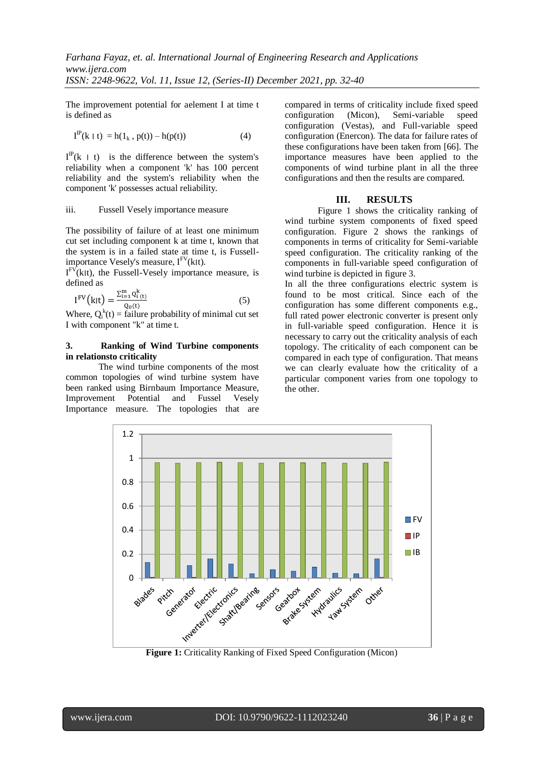The improvement potential for aelement I at time t is defined as

$$I^{IP}(k \mid t) = h(1_k, p(t)) - h(p(t)) \quad (4)$$

$I^{IP}(k \mid t)$ is the difference between the system's reliability when a component 'k' has 100 percent reliability and the system's reliability when the component 'k' possesses actual reliability.

iii. Fussell Vesely importance measure

The possibility of failure of at least one minimum cut set including component k at time t, known that the system is in a failed state at time t, is Fussell-importance Vesely's measure, $I^{FV}(k|t)$.

$I^{FV}(k|t)$, the Fussell-Vesely importance measure, is defined as

$$I^{FV}(k|t) = \frac{\sum_{i=1}^{m} Q_{i}^{k}(t)}{Q_0(t)} \quad (5)$$

Where, $Q_i^k(t)$ = failure probability of minimal cut set I with component "k" at time t.

### 3. Ranking of Wind Turbine components in relationsto criticality

The wind turbine components of the most common topologies of wind turbine system have been ranked using Birnbaum Importance Measure, Improvement Potential and Fussel Vesely Importance measure. The topologies that are compared in terms of criticality include fixed speed configuration (Micon), Semi-variable speed configuration (Vestas), and Full-variable speed configuration (Enercon). The data for failure rates of these configurations have been taken from [66]. The importance measures have been applied to the components of wind turbine plant in all the three configurations and then the results are compared.

## III. RESULTS

Figure 1 shows the criticality ranking of wind turbine system components of fixed speed configuration. Figure 2 shows the rankings of components in terms of criticality for Semi-variable speed configuration. The criticality ranking of the components in full-variable speed configuration of wind turbine is depicted in figure 3.

In all the three configurations electric system is found to be most critical. Since each of the configuration has some different components e.g., full rated power electronic converter is present only in full-variable speed configuration. Hence it is necessary to carry out the criticality analysis of each topology. The criticality of each component can be compared in each type of configuration. That means we can clearly evaluate how the criticality of a particular component varies from one topology to the other.

**Figure 1:** Criticality Ranking of Fixed Speed Configuration (Micon)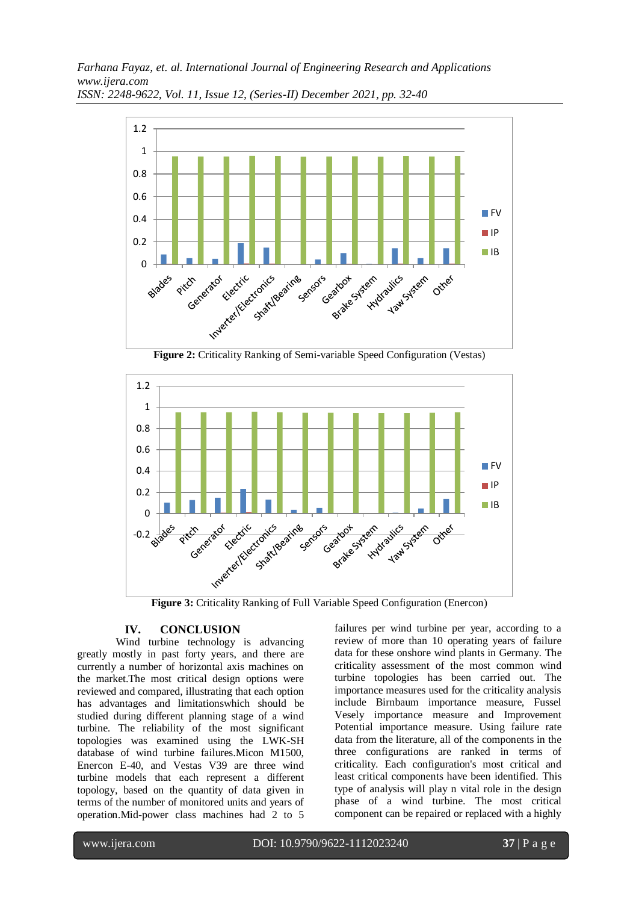**Figure 2:** Criticality Ranking of Semi-variable Speed Configuration (Vestas)

**Figure 3:** Criticality Ranking of Full Variable Speed Configuration (Enercon)

## IV. CONCLUSION

Wind turbine technology is advancing greatly mostly in past forty years, and there are currently a number of horizontal axis machines on the market.The most critical design options were reviewed and compared, illustrating that each option has advantages and limitationswhich should be studied during different planning stage of a wind turbine. The reliability of the most significant topologies was examined using the LWK-SH database of wind turbine failures.Micon M1500, Enercon E-40, and Vestas V39 are three wind turbine models that each represent a different topology, based on the quantity of data given in terms of the number of monitored units and years of operation.Mid-power class machines had 2 to 5 failures per wind turbine per year, according to a review of more than 10 operating years of failure data for these onshore wind plants in Germany. The criticality assessment of the most common wind turbine topologies has been carried out. The importance measures used for the criticality analysis include Birnbaum importance measure, Fussel Vesely importance measure and Improvement Potential importance measure. Using failure rate data from the literature, all of the components in the three configurations are ranked in terms of criticality. Each configuration's most critical and least critical components have been identified. This type of analysis will play n vital role in the design phase of a wind turbine. The most critical component can be repaired or replaced with a highly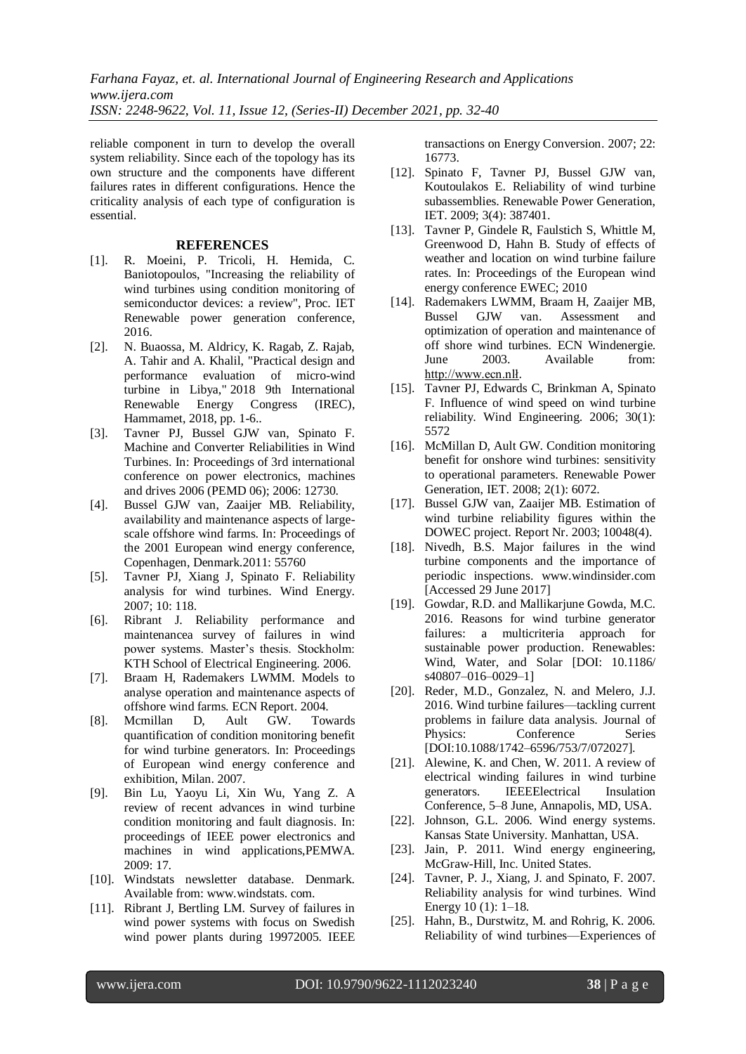reliable component in turn to develop the overall system reliability. Since each of the topology has its own structure and the components have different failures rates in different configurations. Hence the criticality analysis of each type of configuration is essential.

## REFERENCES

[1]. R. Moeini, P. Tricoli, H. Hemida, C. Baniotopoulos, "Increasing the reliability of wind turbines using condition monitoring of semiconductor devices: a review", Proc. IET Renewable power generation conference, 2016.

[2]. N. Buaossa, M. Aldricy, K. Ragab, Z. Rajab, A. Tahir and A. Khalil, "Practical design and performance evaluation of micro-wind turbine in Libya," 2018 9th International Renewable Energy Congress (IREC), Hammamet, 2018, pp. 1-6..

[3]. Tavner PJ, Bussel GJW van, Spinato F. Machine and Converter Reliabilities in Wind Turbines. In: Proceedings of 3rd international conference on power electronics, machines and drives 2006 (PEMD 06); 2006: 12730.

[4]. Bussel GJW van, Zaaijer MB. Reliability, availability and maintenance aspects of large-scale offshore wind farms. In: Proceedings of the 2001 European wind energy conference, Copenhagen, Denmark.2011: 55760

[5]. Tavner PJ, Xiang J, Spinato F. Reliability analysis for wind turbines. Wind Energy. 2007; 10: 118.

[6]. Ribrant J. Reliability performance and maintenancea survey of failures in wind power systems. Master's thesis. Stockholm: KTH School of Electrical Engineering. 2006.

[7]. Braam H, Rademakers LWMM. Models to analyse operation and maintenance aspects of offshore wind farms. ECN Report. 2004.

[8]. Mcmillan D, Ault GW. Towards quantification of condition monitoring benefit for wind turbine generators. In: Proceedings of European wind energy conference and exhibition, Milan. 2007.

[9]. Bin Lu, Yaoyu Li, Xin Wu, Yang Z. A review of recent advances in wind turbine condition monitoring and fault diagnosis. In: proceedings of IEEE power electronics and machines in wind applications,PEMWA. 2009: 17.

[10]. Windstats newsletter database. Denmark. Available from: www.windstats. com.

[11]. Ribrant J, Bertling LM. Survey of failures in wind power systems with focus on Swedish wind power plants during 19972005. IEEE transactions on Energy Conversion. 2007; 22: 16773.

[12]. Spinato F, Tavner PJ, Bussel GJW van, Koutoulakos E. Reliability of wind turbine subassemblies. Renewable Power Generation, IET. 2009; 3(4): 387401.

[13]. Tavner P, Gindele R, Faulstich S, Whittle M, Greenwood D, Hahn B. Study of effects of weather and location on wind turbine failure rates. In: Proceedings of the European wind energy conference EWEC; 2010

[14]. Rademakers LWMM, Braam H, Zaaijer MB, Bussel GJW van. Assessment and optimization of operation and maintenance of off shore wind turbines. ECN Windenergie. June 2003. Available from: http://www.ecn.nlł.

[15]. Tavner PJ, Edwards C, Brinkman A, Spinato F. Influence of wind speed on wind turbine reliability. Wind Engineering. 2006; 30(1): 5572

[16]. McMillan D, Ault GW. Condition monitoring benefit for onshore wind turbines: sensitivity to operational parameters. Renewable Power Generation, IET. 2008; 2(1): 6072.

[17]. Bussel GJW van, Zaaijer MB. Estimation of wind turbine reliability figures within the DOWEC project. Report Nr. 2003; 10048(4).

[18]. Nivedh, B.S. Major failures in the wind turbine components and the importance of periodic inspections. www.windinsider.com [Accessed 29 June 2017]

[19]. Gowdar, R.D. and Mallikarjune Gowda, M.C. 2016. Reasons for wind turbine generator failures: a multicriteria approach for sustainable power production. Renewables: Wind, Water, and Solar [DOI: 10.1186/ s40807–016–0029–1]

[20]. Reder, M.D., Gonzalez, N. and Melero, J.J. 2016. Wind turbine failures—tackling current problems in failure data analysis. Journal of Physics: Conference Series [DOI:10.1088/1742–6596/753/7/072027].

[21]. Alewine, K. and Chen, W. 2011. A review of electrical winding failures in wind turbine generators. IEEEElectrical Insulation Conference, 5–8 June, Annapolis, MD, USA.

[22]. Johnson, G.L. 2006. Wind energy systems. Kansas State University. Manhattan, USA.

[23]. Jain, P. 2011. Wind energy engineering, McGraw-Hill, Inc. United States.

[24]. Tavner, P. J., Xiang, J. and Spinato, F. 2007. Reliability analysis for wind turbines. Wind Energy 10 (1): 1–18.

[25]. Hahn, B., Durstwitz, M. and Rohrig, K. 2006. Reliability of wind turbines—Experiences of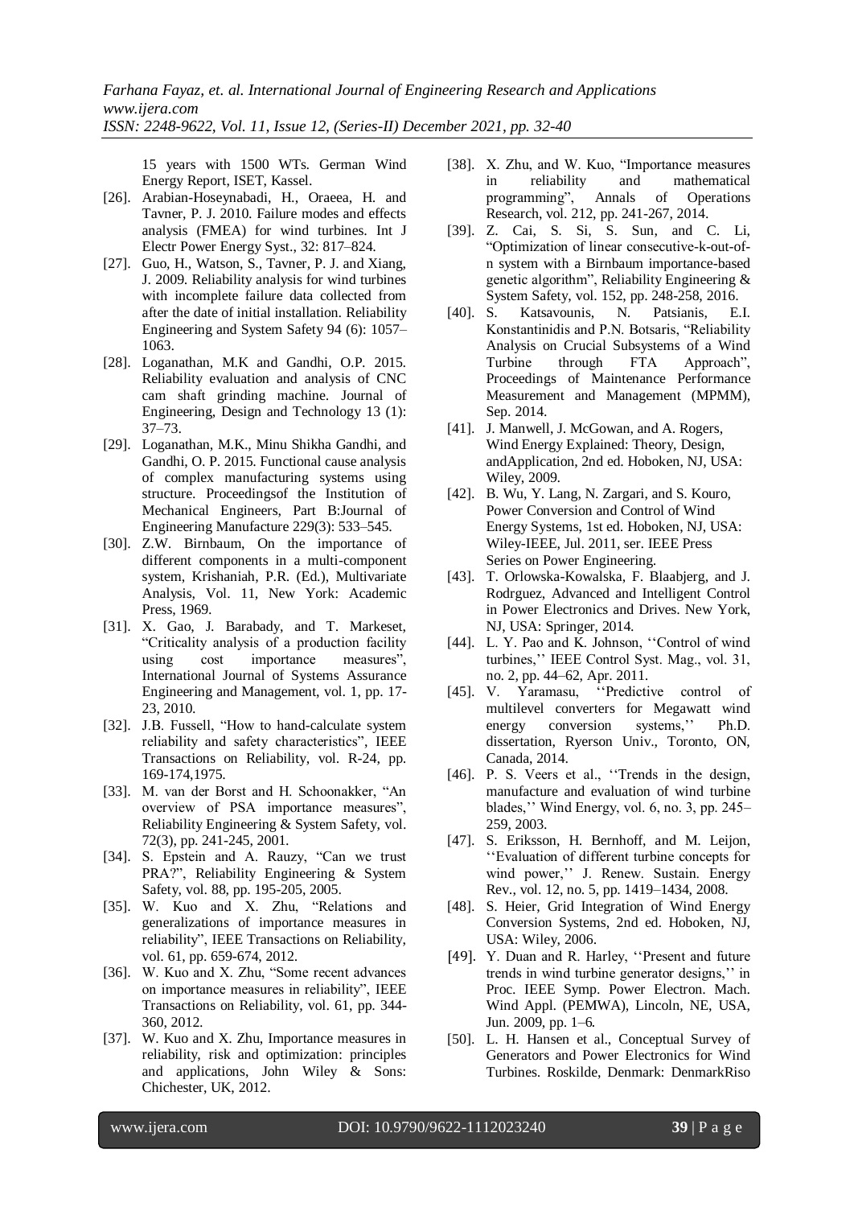15 years with 1500 WTs. German Wind Energy Report, ISET, Kassel.

[26]. Arabian-Hoseynabadi, H., Oraeea, H. and Tavner, P. J. 2010. Failure modes and effects analysis (FMEA) for wind turbines. Int J Electr Power Energy Syst., 32: 817–824.

[27]. Guo, H., Watson, S., Tavner, P. J. and Xiang, J. 2009. Reliability analysis for wind turbines with incomplete failure data collected from after the date of initial installation. Reliability Engineering and System Safety 94 (6): 1057–1063.

[28]. Loganathan, M.K and Gandhi, O.P. 2015. Reliability evaluation and analysis of CNC cam shaft grinding machine. Journal of Engineering, Design and Technology 13 (1): 37–73.

[29]. Loganathan, M.K., Minu Shikha Gandhi, and Gandhi, O. P. 2015. Functional cause analysis of complex manufacturing systems using structure. Proceedingsof the Institution of Mechanical Engineers, Part B:Journal of Engineering Manufacture 229(3): 533–545.

[30]. Z.W. Birnbaum, On the importance of different components in a multi-component system, Krishaniah, P.R. (Ed.), Multivariate Analysis, Vol. 11, New York: Academic Press, 1969.

[31]. X. Gao, J. Barabady, and T. Markeset, "Criticality analysis of a production facility using cost importance measures", International Journal of Systems Assurance Engineering and Management, vol. 1, pp. 17-23, 2010.

[32]. J.B. Fussell, "How to hand-calculate system reliability and safety characteristics", IEEE Transactions on Reliability, vol. R-24, pp. 169-174,1975.

[33]. M. van der Borst and H. Schoonakker, "An overview of PSA importance measures", Reliability Engineering & System Safety, vol. 72(3), pp. 241-245, 2001.

[34]. S. Epstein and A. Rauzy, "Can we trust PRA?", Reliability Engineering & System Safety, vol. 88, pp. 195-205, 2005.

[35]. W. Kuo and X. Zhu, "Relations and generalizations of importance measures in reliability", IEEE Transactions on Reliability, vol. 61, pp. 659-674, 2012.

[36]. W. Kuo and X. Zhu, "Some recent advances on importance measures in reliability", IEEE Transactions on Reliability, vol. 61, pp. 344-360, 2012.

[37]. W. Kuo and X. Zhu, Importance measures in reliability, risk and optimization: principles and applications, John Wiley & Sons: Chichester, UK, 2012.

[38]. X. Zhu, and W. Kuo, "Importance measures in reliability and mathematical programming", Annals of Operations Research, vol. 212, pp. 241-267, 2014.

[39]. Z. Cai, S. Si, S. Sun, and C. Li, "Optimization of linear consecutive-k-out-of-n system with a Birnbaum importance-based genetic algorithm", Reliability Engineering & System Safety, vol. 152, pp. 248-258, 2016.

[40]. S. Katsavounis, N. Patsianis, E.I. Konstantinidis and P.N. Botsaris, "Reliability Analysis on Crucial Subsystems of a Wind Turbine through FTA Approach", Proceedings of Maintenance Performance Measurement and Management (MPMM), Sep. 2014.

[41]. J. Manwell, J. McGowan, and A. Rogers, Wind Energy Explained: Theory, Design, andApplication, 2nd ed. Hoboken, NJ, USA: Wiley, 2009.

[42]. B. Wu, Y. Lang, N. Zargari, and S. Kouro, Power Conversion and Control of Wind Energy Systems, 1st ed. Hoboken, NJ, USA: Wiley-IEEE, Jul. 2011, ser. IEEE Press Series on Power Engineering.

[43]. T. Orlowska-Kowalska, F. Blaabjerg, and J. Rodrguez, Advanced and Intelligent Control in Power Electronics and Drives. New York, NJ, USA: Springer, 2014.

[44]. L. Y. Pao and K. Johnson, ''Control of wind turbines,'' IEEE Control Syst. Mag., vol. 31, no. 2, pp. 44–62, Apr. 2011.

[45]. V. Yaramasu, ''Predictive control of multilevel converters for Megawatt wind energy conversion systems,'' Ph.D. dissertation, Ryerson Univ., Toronto, ON, Canada, 2014.

[46]. P. S. Veers et al., ''Trends in the design, manufacture and evaluation of wind turbine blades,'' Wind Energy, vol. 6, no. 3, pp. 245–259, 2003.

[47]. S. Eriksson, H. Bernhoff, and M. Leijon, ''Evaluation of different turbine concepts for wind power,'' J. Renew. Sustain. Energy Rev., vol. 12, no. 5, pp. 1419–1434, 2008.

[48]. S. Heier, Grid Integration of Wind Energy Conversion Systems, 2nd ed. Hoboken, NJ, USA: Wiley, 2006.

[49]. Y. Duan and R. Harley, ''Present and future trends in wind turbine generator designs,'' in Proc. IEEE Symp. Power Electron. Mach. Wind Appl. (PEMWA), Lincoln, NE, USA, Jun. 2009, pp. 1–6.

[50]. L. H. Hansen et al., Conceptual Survey of Generators and Power Electronics for Wind Turbines. Roskilde, Denmark: DenmarkRiso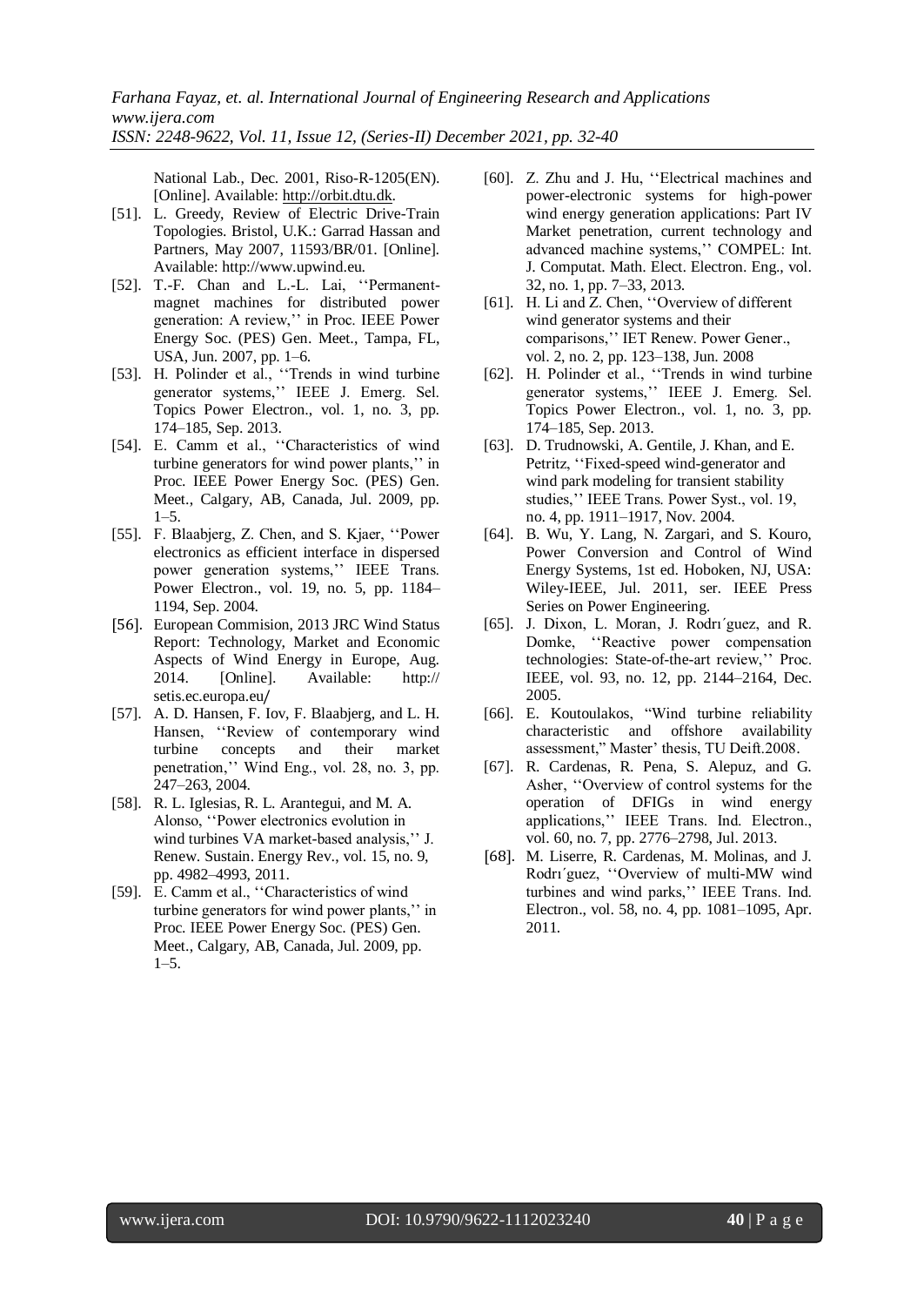National Lab., Dec. 2001, Riso-R-1205(EN). [Online]. Available: http://orbit.dtu.dk.

[51]. L. Greedy, Review of Electric Drive-Train Topologies. Bristol, U.K.: Garrad Hassan and Partners, May 2007, 11593/BR/01. [Online]. Available: http://www.upwind.eu.

[52]. T.-F. Chan and L.-L. Lai, ''Permanent-magnet machines for distributed power generation: A review,'' in Proc. IEEE Power Energy Soc. (PES) Gen. Meet., Tampa, FL, USA, Jun. 2007, pp. 1–6.

[53]. H. Polinder et al., ''Trends in wind turbine generator systems,'' IEEE J. Emerg. Sel. Topics Power Electron., vol. 1, no. 3, pp. 174–185, Sep. 2013.

[54]. E. Camm et al., ''Characteristics of wind turbine generators for wind power plants,'' in Proc. IEEE Power Energy Soc. (PES) Gen. Meet., Calgary, AB, Canada, Jul. 2009, pp. 1–5.

[55]. F. Blaabjerg, Z. Chen, and S. Kjaer, ''Power electronics as efficient interface in dispersed power generation systems,'' IEEE Trans. Power Electron., vol. 19, no. 5, pp. 1184–1194, Sep. 2004.

[56]. European Commision, 2013 JRC Wind Status Report: Technology, Market and Economic Aspects of Wind Energy in Europe, Aug. 2014. [Online]. Available: http:// setis.ec.europa.eu/

[57]. A. D. Hansen, F. Iov, F. Blaabjerg, and L. H. Hansen, ''Review of contemporary wind turbine concepts and their market penetration,'' Wind Eng., vol. 28, no. 3, pp. 247–263, 2004.

[58]. R. L. Iglesias, R. L. Arantegui, and M. A. Alonso, ''Power electronics evolution in wind turbines VA market-based analysis,'' J. Renew. Sustain. Energy Rev., vol. 15, no. 9, pp. 4982–4993, 2011.

[59]. E. Camm et al., ''Characteristics of wind turbine generators for wind power plants,'' in Proc. IEEE Power Energy Soc. (PES) Gen. Meet., Calgary, AB, Canada, Jul. 2009, pp. 1–5.

[60]. Z. Zhu and J. Hu, ''Electrical machines and power-electronic systems for high-power wind energy generation applications: Part IV Market penetration, current technology and advanced machine systems,'' COMPEL: Int. J. Computat. Math. Elect. Electron. Eng., vol. 32, no. 1, pp. 7–33, 2013.

[61]. H. Li and Z. Chen, ''Overview of different wind generator systems and their comparisons,'' IET Renew. Power Gener., vol. 2, no. 2, pp. 123–138, Jun. 2008

[62]. H. Polinder et al., ''Trends in wind turbine generator systems,'' IEEE J. Emerg. Sel. Topics Power Electron., vol. 1, no. 3, pp. 174–185, Sep. 2013.

[63]. D. Trudnowski, A. Gentile, J. Khan, and E. Petritz, ''Fixed-speed wind-generator and wind park modeling for transient stability studies,'' IEEE Trans. Power Syst., vol. 19, no. 4, pp. 1911–1917, Nov. 2004.

[64]. B. Wu, Y. Lang, N. Zargari, and S. Kouro, Power Conversion and Control of Wind Energy Systems, 1st ed. Hoboken, NJ, USA: Wiley-IEEE, Jul. 2011, ser. IEEE Press Series on Power Engineering.

[65]. J. Dixon, L. Moran, J. Rodrı´guez, and R. Domke, ''Reactive power compensation technologies: State-of-the-art review,'' Proc. IEEE, vol. 93, no. 12, pp. 2144–2164, Dec. 2005.

[66]. E. Koutoulakos, "Wind turbine reliability characteristic and offshore availability assessment," Master' thesis, TU Deift.2008.

[67]. R. Cardenas, R. Pena, S. Alepuz, and G. Asher, ''Overview of control systems for the operation of DFIGs in wind energy applications,'' IEEE Trans. Ind. Electron., vol. 60, no. 7, pp. 2776–2798, Jul. 2013.

[68]. M. Liserre, R. Cardenas, M. Molinas, and J. Rodrı´guez, ''Overview of multi-MW wind turbines and wind parks,'' IEEE Trans. Ind. Electron., vol. 58, no. 4, pp. 1081–1095, Apr. 2011.